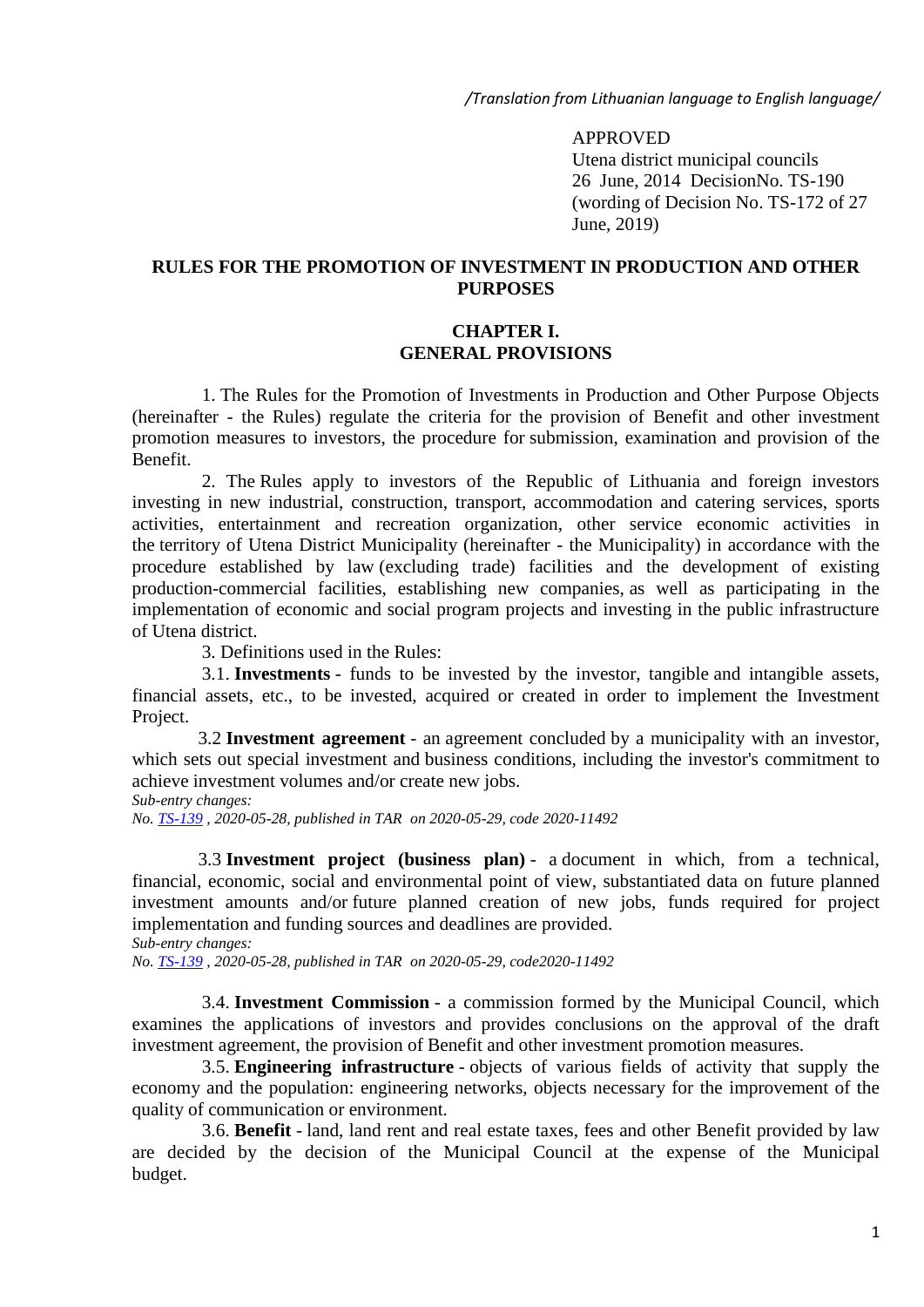*/Translation from Lithuanian language to English language/*

APPROVED
Utena district municipal councils
26 June, 2014 DecisionNo. TS-190
(wording of Decision No. TS-172 of 27 June, 2019)

# RULES FOR THE PROMOTION OF INVESTMENT IN PRODUCTION AND OTHER PURPOSES

## CHAPTER I.
## GENERAL PROVISIONS

1. The Rules for the Promotion of Investments in Production and Other Purpose Objects (hereinafter - the Rules) regulate the criteria for the provision of Benefit and other investment promotion measures to investors, the procedure for submission, examination and provision of the Benefit.

2. The Rules apply to investors of the Republic of Lithuania and foreign investors investing in new industrial, construction, transport, accommodation and catering services, sports activities, entertainment and recreation organization, other service economic activities in the territory of Utena District Municipality (hereinafter - the Municipality) in accordance with the procedure established by law (excluding trade) facilities and the development of existing production-commercial facilities, establishing new companies, as well as participating in the implementation of economic and social program projects and investing in the public infrastructure of Utena district.

3. Definitions used in the Rules:

3.1. **Investments** - funds to be invested by the investor, tangible and intangible assets, financial assets, etc., to be invested, acquired or created in order to implement the Investment Project.

3.2 **Investment agreement** - an agreement concluded by a municipality with an investor, which sets out special investment and business conditions, including the investor's commitment to achieve investment volumes and/or create new jobs.

*Sub-entry changes:*
*No. TS-139 , 2020-05-28, published in TAR on 2020-05-29, code 2020-11492*

3.3 **Investment project (business plan)** - a document in which, from a technical, financial, economic, social and environmental point of view, substantiated data on future planned investment amounts and/or future planned creation of new jobs, funds required for project implementation and funding sources and deadlines are provided.

*Sub-entry changes:*
*No. TS-139 , 2020-05-28, published in TAR on 2020-05-29, code2020-11492*

3.4. **Investment Commission** - a commission formed by the Municipal Council, which examines the applications of investors and provides conclusions on the approval of the draft investment agreement, the provision of Benefit and other investment promotion measures.

3.5. **Engineering infrastructure** - objects of various fields of activity that supply the economy and the population: engineering networks, objects necessary for the improvement of the quality of communication or environment.

3.6. **Benefit** - land, land rent and real estate taxes, fees and other Benefit provided by law are decided by the decision of the Municipal Council at the expense of the Municipal budget.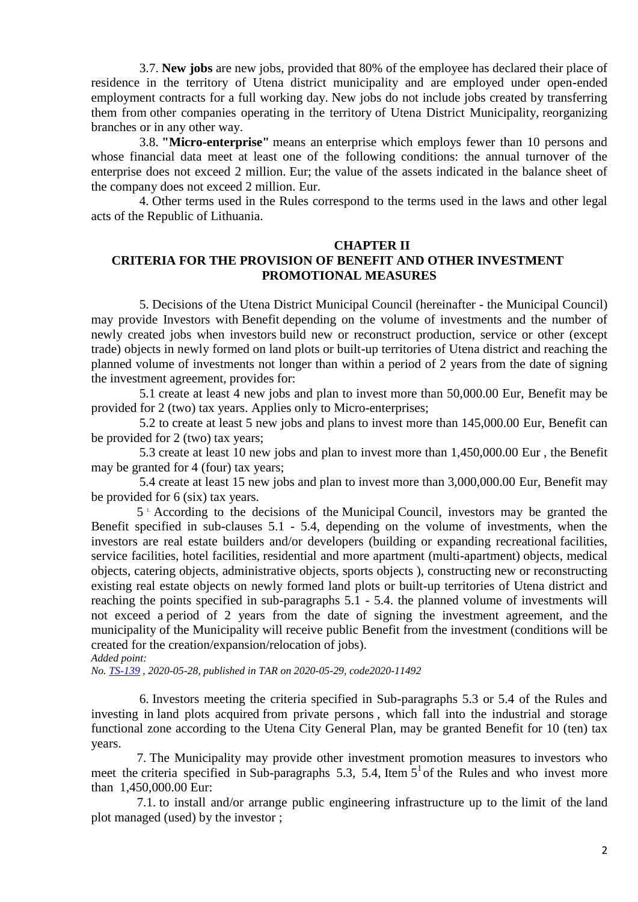3.7. **New jobs** are new jobs, provided that 80% of the employee has declared their place of residence in the territory of Utena district municipality and are employed under open-ended employment contracts for a full working day. New jobs do not include jobs created by transferring them from other companies operating in the territory of Utena District Municipality, reorganizing branches or in any other way.

3.8. **"Micro-enterprise"** means an enterprise which employs fewer than 10 persons and whose financial data meet at least one of the following conditions: the annual turnover of the enterprise does not exceed 2 million. Eur; the value of the assets indicated in the balance sheet of the company does not exceed 2 million. Eur.

4. Other terms used in the Rules correspond to the terms used in the laws and other legal acts of the Republic of Lithuania.

## CHAPTER II
## CRITERIA FOR THE PROVISION OF BENEFIT AND OTHER INVESTMENT PROMOTIONAL MEASURES

5. Decisions of the Utena District Municipal Council (hereinafter - the Municipal Council) may provide Investors with Benefit depending on the volume of investments and the number of newly created jobs when investors build new or reconstruct production, service or other (except trade) objects in newly formed on land plots or built-up territories of Utena district and reaching the planned volume of investments not longer than within a period of 2 years from the date of signing the investment agreement, provides for:

5.1 create at least 4 new jobs and plan to invest more than 50,000.00 Eur, Benefit may be provided for 2 (two) tax years. Applies only to Micro-enterprises;

5.2 to create at least 5 new jobs and plans to invest more than 145,000.00 Eur, Benefit can be provided for 2 (two) tax years;

5.3 create at least 10 new jobs and plan to invest more than 1,450,000.00 Eur , the Benefit may be granted for 4 (four) tax years;

5.4 create at least 15 new jobs and plan to invest more than 3,000,000.00 Eur, Benefit may be provided for 6 (six) tax years.

5[1.] According to the decisions of the Municipal Council, investors may be granted the Benefit specified in sub-clauses 5.1 - 5.4, depending on the volume of investments, when the investors are real estate builders and/or developers (building or expanding recreational facilities, service facilities, hotel facilities, residential and more apartment (multi-apartment) objects, medical objects, catering objects, administrative objects, sports objects ), constructing new or reconstructing existing real estate objects on newly formed land plots or built-up territories of Utena district and reaching the points specified in sub-paragraphs 5.1 - 5.4. the planned volume of investments will not exceed a period of 2 years from the date of signing the investment agreement, and the municipality of the Municipality will receive public Benefit from the investment (conditions will be created for the creation/expansion/relocation of jobs).

*Added point:*

*No. TS-139 , 2020-05-28, published in TAR on 2020-05-29, code2020-11492*

6. Investors meeting the criteria specified in Sub-paragraphs 5.3 or 5.4 of the Rules and investing in land plots acquired from private persons , which fall into the industrial and storage functional zone according to the Utena City General Plan, may be granted Benefit for 10 (ten) tax years.

7. The Municipality may provide other investment promotion measures to investors who meet the criteria specified in Sub-paragraphs 5.3, 5.4, Item 5[1] of the Rules and who invest more than 1,450,000.00 Eur:

7.1. to install and/or arrange public engineering infrastructure up to the limit of the land plot managed (used) by the investor ;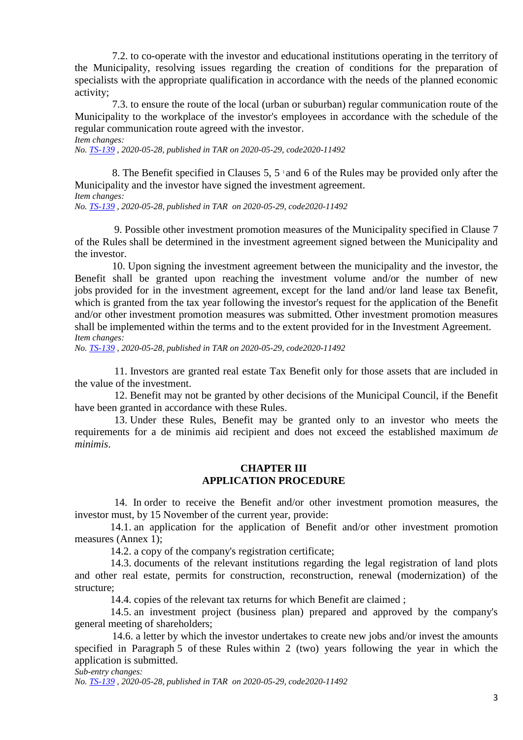7.2. to co-operate with the investor and educational institutions operating in the territory of the Municipality, resolving issues regarding the creation of conditions for the preparation of specialists with the appropriate qualification in accordance with the needs of the planned economic activity;

7.3. to ensure the route of the local (urban or suburban) regular communication route of the Municipality to the workplace of the investor's employees in accordance with the schedule of the regular communication route agreed with the investor.

*Item changes:*
*No. TS-139 , 2020-05-28, published in TAR on 2020-05-29, code2020-11492*

8. The Benefit specified in Clauses 5, 5 [1] and 6 of the Rules may be provided only after the Municipality and the investor have signed the investment agreement.

*Item changes:*
*No. TS-139 , 2020-05-28, published in TAR on 2020-05-29, code2020-11492*

9. Possible other investment promotion measures of the Municipality specified in Clause 7 of the Rules shall be determined in the investment agreement signed between the Municipality and the investor.

10. Upon signing the investment agreement between the municipality and the investor, the Benefit shall be granted upon reaching the investment volume and/or the number of new jobs provided for in the investment agreement, except for the land and/or land lease tax Benefit, which is granted from the tax year following the investor's request for the application of the Benefit and/or other investment promotion measures was submitted. Other investment promotion measures shall be implemented within the terms and to the extent provided for in the Investment Agreement.

*Item changes:*
*No. TS-139 , 2020-05-28, published in TAR on 2020-05-29, code2020-11492*

11. Investors are granted real estate Tax Benefit only for those assets that are included in the value of the investment.

12. Benefit may not be granted by other decisions of the Municipal Council, if the Benefit have been granted in accordance with these Rules.

13. Under these Rules, Benefit may be granted only to an investor who meets the requirements for a de minimis aid recipient and does not exceed the established maximum *de minimis*.

## CHAPTER III
## APPLICATION PROCEDURE

14. In order to receive the Benefit and/or other investment promotion measures, the investor must, by 15 November of the current year, provide:

14.1. an application for the application of Benefit and/or other investment promotion measures (Annex 1);

14.2. a copy of the company's registration certificate;

14.3. documents of the relevant institutions regarding the legal registration of land plots and other real estate, permits for construction, reconstruction, renewal (modernization) of the structure;

14.4. copies of the relevant tax returns for which Benefit are claimed ;

14.5. an investment project (business plan) prepared and approved by the company's general meeting of shareholders;

14.6. a letter by which the investor undertakes to create new jobs and/or invest the amounts specified in Paragraph 5 of these Rules within 2 (two) years following the year in which the application is submitted.

*Sub-entry changes:*
*No. TS-139 , 2020-05-28, published in TAR on 2020-05-29, code2020-11492*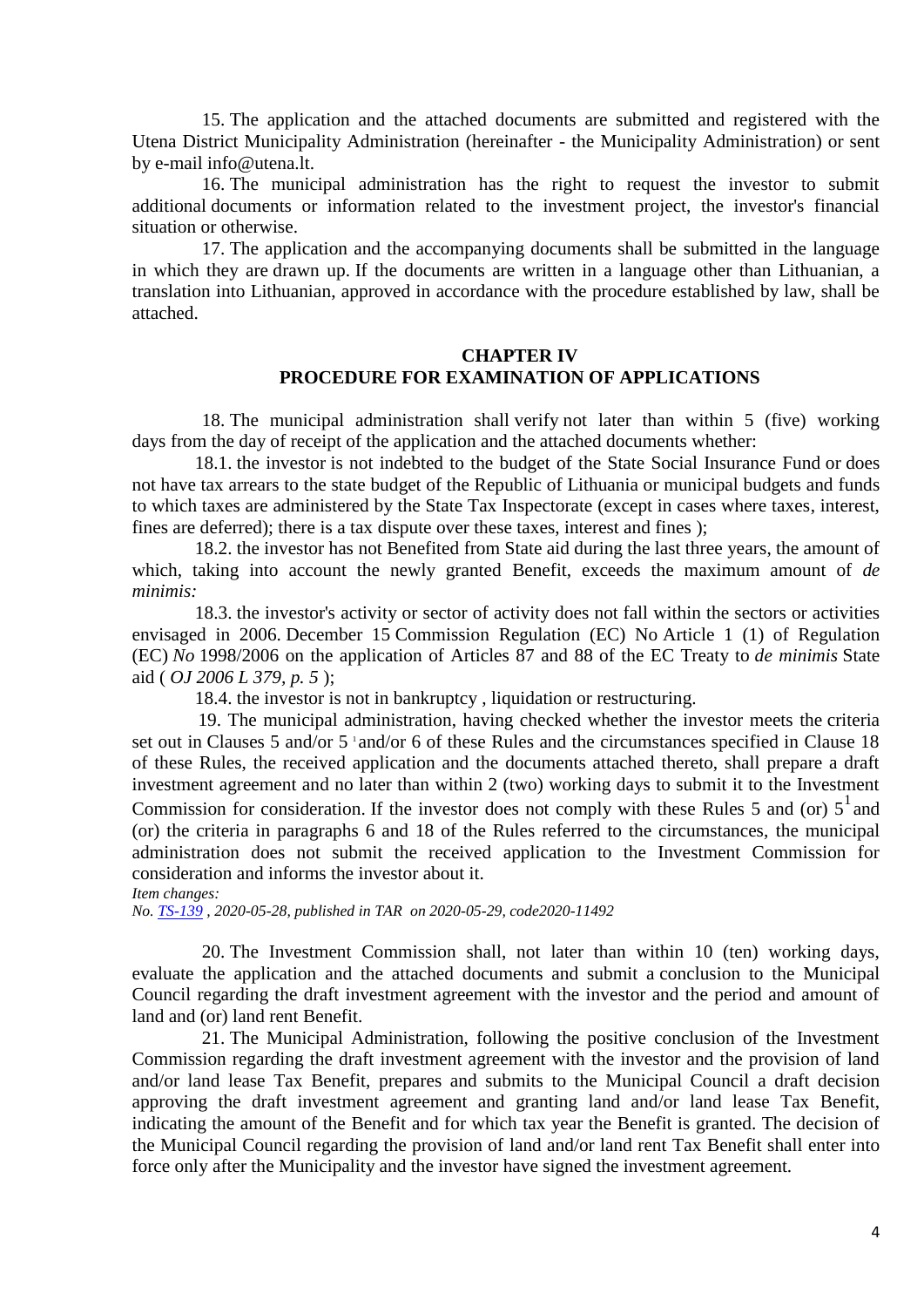15. The application and the attached documents are submitted and registered with the Utena District Municipality Administration (hereinafter - the Municipality Administration) or sent by e-mail info@utena.lt.

16. The municipal administration has the right to request the investor to submit additional documents or information related to the investment project, the investor's financial situation or otherwise.

17. The application and the accompanying documents shall be submitted in the language in which they are drawn up. If the documents are written in a language other than Lithuanian, a translation into Lithuanian, approved in accordance with the procedure established by law, shall be attached.

## CHAPTER IV
## PROCEDURE FOR EXAMINATION OF APPLICATIONS

18. The municipal administration shall verify not later than within 5 (five) working days from the day of receipt of the application and the attached documents whether:

18.1. the investor is not indebted to the budget of the State Social Insurance Fund or does not have tax arrears to the state budget of the Republic of Lithuania or municipal budgets and funds to which taxes are administered by the State Tax Inspectorate (except in cases where taxes, interest, fines are deferred); there is a tax dispute over these taxes, interest and fines );

18.2. the investor has not Benefited from State aid during the last three years, the amount of which, taking into account the newly granted Benefit, exceeds the maximum amount of *de minimis:*

18.3. the investor's activity or sector of activity does not fall within the sectors or activities envisaged in 2006. December 15 Commission Regulation (EC) No Article 1 (1) of Regulation (EC) *No* 1998/2006 on the application of Articles 87 and 88 of the EC Treaty to *de minimis* State aid ( *OJ 2006 L 379, p. 5* );

18.4. the investor is not in bankruptcy , liquidation or restructuring.

19. The municipal administration, having checked whether the investor meets the criteria set out in Clauses 5 and/or 5 [1] and/or 6 of these Rules and the circumstances specified in Clause 18 of these Rules, the received application and the documents attached thereto, shall prepare a draft investment agreement and no later than within 2 (two) working days to submit it to the Investment Commission for consideration. If the investor does not comply with these Rules 5 and (or) 5[1] and (or) the criteria in paragraphs 6 and 18 of the Rules referred to the circumstances, the municipal administration does not submit the received application to the Investment Commission for consideration and informs the investor about it.

*Item changes:*
*No. TS-139 , 2020-05-28, published in TAR on 2020-05-29, code2020-11492*

20. The Investment Commission shall, not later than within 10 (ten) working days, evaluate the application and the attached documents and submit a conclusion to the Municipal Council regarding the draft investment agreement with the investor and the period and amount of land and (or) land rent Benefit.

21. The Municipal Administration, following the positive conclusion of the Investment Commission regarding the draft investment agreement with the investor and the provision of land and/or land lease Tax Benefit, prepares and submits to the Municipal Council a draft decision approving the draft investment agreement and granting land and/or land lease Tax Benefit, indicating the amount of the Benefit and for which tax year the Benefit is granted. The decision of the Municipal Council regarding the provision of land and/or land rent Tax Benefit shall enter into force only after the Municipality and the investor have signed the investment agreement.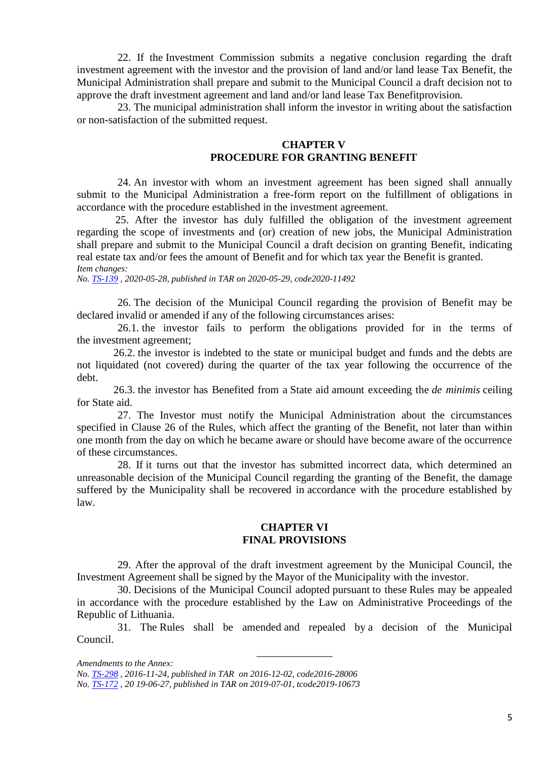22. If the Investment Commission submits a negative conclusion regarding the draft investment agreement with the investor and the provision of land and/or land lease Tax Benefit, the Municipal Administration shall prepare and submit to the Municipal Council a draft decision not to approve the draft investment agreement and land and/or land lease Tax Benefitprovision.

23. The municipal administration shall inform the investor in writing about the satisfaction or non-satisfaction of the submitted request.

## CHAPTER V
## PROCEDURE FOR GRANTING BENEFIT

24. An investor with whom an investment agreement has been signed shall annually submit to the Municipal Administration a free-form report on the fulfillment of obligations in accordance with the procedure established in the investment agreement.

25. After the investor has duly fulfilled the obligation of the investment agreement regarding the scope of investments and (or) creation of new jobs, the Municipal Administration shall prepare and submit to the Municipal Council a draft decision on granting Benefit, indicating real estate tax and/or fees the amount of Benefit and for which tax year the Benefit is granted.

*Item changes:*

*No. TS-139 , 2020-05-28, published in TAR on 2020-05-29, code2020-11492*

26. The decision of the Municipal Council regarding the provision of Benefit may be declared invalid or amended if any of the following circumstances arises:

26.1. the investor fails to perform the obligations provided for in the terms of the investment agreement;

26.2. the investor is indebted to the state or municipal budget and funds and the debts are not liquidated (not covered) during the quarter of the tax year following the occurrence of the debt.

26.3. the investor has Benefited from a State aid amount exceeding the *de minimis* ceiling for State aid.

27. The Investor must notify the Municipal Administration about the circumstances specified in Clause 26 of the Rules, which affect the granting of the Benefit, not later than within one month from the day on which he became aware or should have become aware of the occurrence of these circumstances.

28. If it turns out that the investor has submitted incorrect data, which determined an unreasonable decision of the Municipal Council regarding the granting of the Benefit, the damage suffered by the Municipality shall be recovered in accordance with the procedure established by law.

## CHAPTER VI
## FINAL PROVISIONS

29. After the approval of the draft investment agreement by the Municipal Council, the Investment Agreement shall be signed by the Mayor of the Municipality with the investor.

30. Decisions of the Municipal Council adopted pursuant to these Rules may be appealed in accordance with the procedure established by the Law on Administrative Proceedings of the Republic of Lithuania.

31. The Rules shall be amended and repealed by a decision of the Municipal Council.

______________

*Amendments to the Annex:*

*No. TS-298 , 2016-11-24, published in TAR on 2016-12-02, code2016-28006*

*No. TS-172 , 20 19-06-27, published in TAR on 2019-07-01, tcode2019-10673*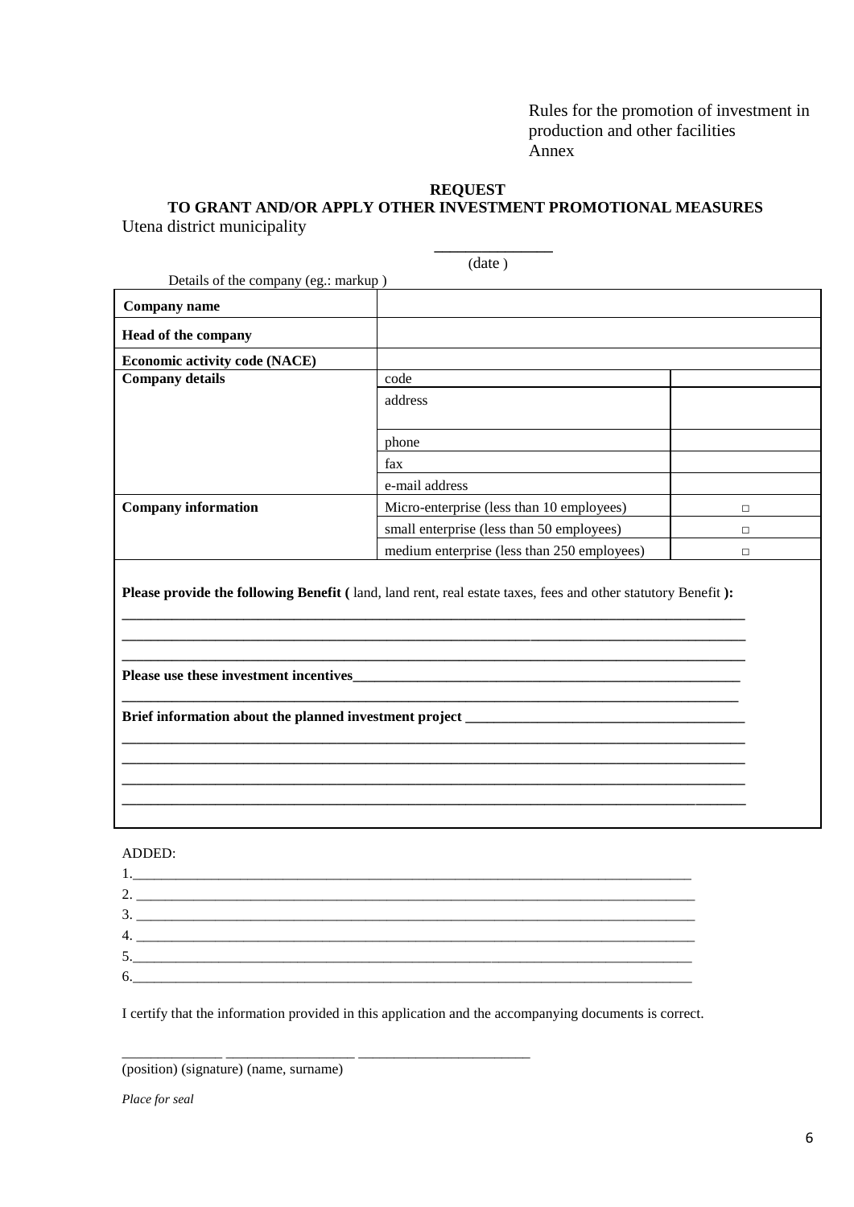Rules for the promotion of investment in production and other facilities
Annex

**REQUEST**
**TO GRANT AND/OR APPLY OTHER INVESTMENT PROMOTIONAL MEASURES**

Utena district municipality

______________
(date )

Details of the company (eg.: markup )

| | | |
|---|---|---|
| **Company name** | | |
| **Head of the company** | | |
| **Economic activity code (NACE)** | | |
| **Company details** | code | |
| | address | |
| | phone | |
| | fax | |
| | e-mail address | |
| **Company information** | Micro-enterprise (less than 10 employees) | □ |
| | small enterprise (less than 50 employees) | □ |
| | medium enterprise (less than 250 employees) | □ |

**Please provide the following Benefit (** land, land rent, real estate taxes, fees and other statutory Benefit **):**
_______________________________________________________________________________
_______________________________________________________________________________
_______________________________________________________________________________

**Please use these investment incentives**_______________________________________________
_______________________________________________________________________________

**Brief information about the planned investment project** ______________________________
_______________________________________________________________________________
_______________________________________________________________________________
_______________________________________________________________________________
_______________________________________________________________________________

ADDED:

1.______________________________________________________________________
2. ______________________________________________________________________
3. ______________________________________________________________________
4. ______________________________________________________________________
5.______________________________________________________________________
6.______________________________________________________________________

I certify that the information provided in this application and the accompanying documents is correct.

______________ _________________ ________________________
(position) (signature) (name, surname)

*Place for seal*